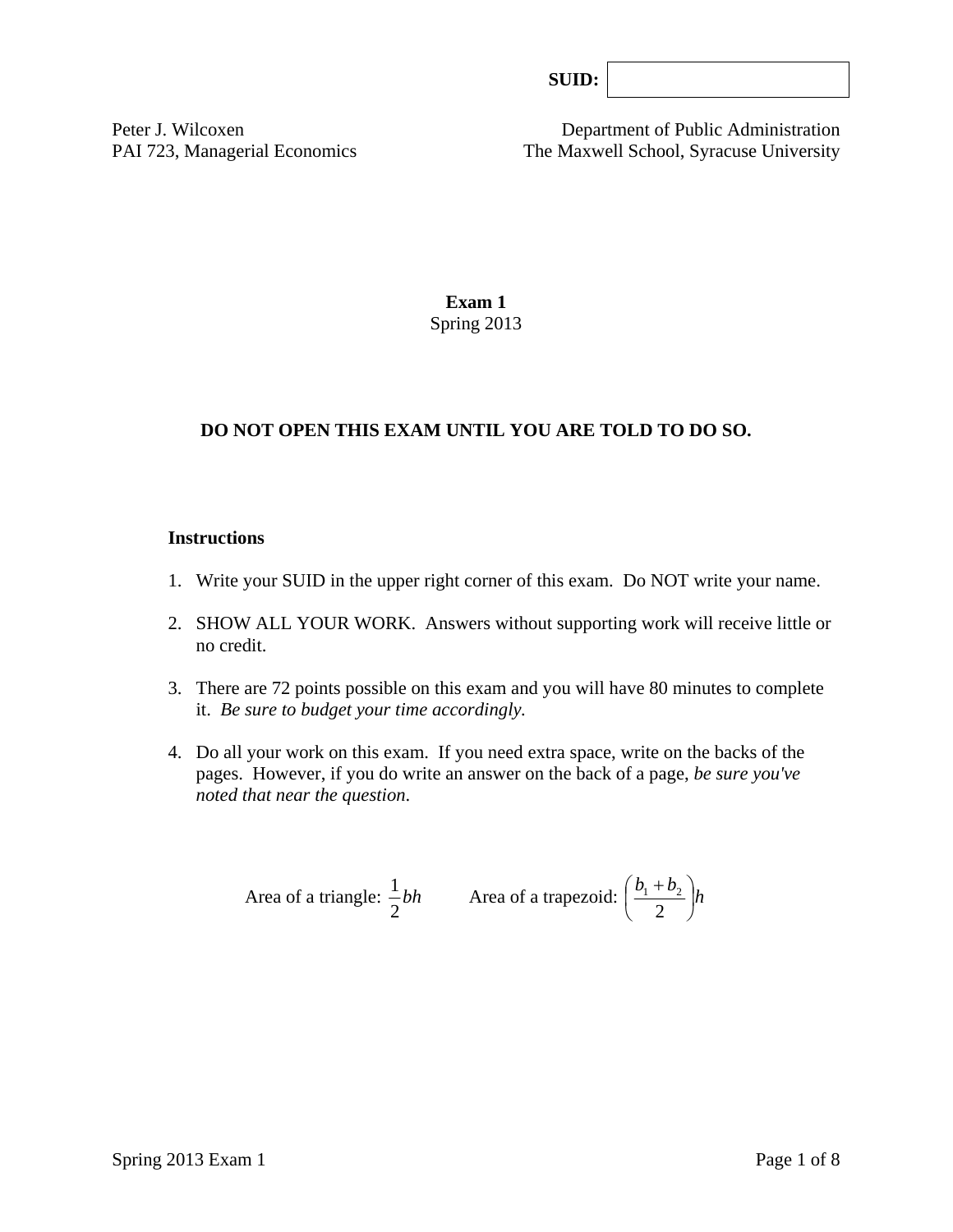**SUID:** 

Peter J. Wilcoxen
PAI 723, Managerial Economics

Department of Public Administration
The Maxwell School, Syracuse University

**Exam 1**
Spring 2013

**DO NOT OPEN THIS EXAM UNTIL YOU ARE TOLD TO DO SO.**

**Instructions**

1. Write your SUID in the upper right corner of this exam. Do NOT write your name.

2. SHOW ALL YOUR WORK. Answers without supporting work will receive little or no credit.

3. There are 72 points possible on this exam and you will have 80 minutes to complete it. *Be sure to budget your time accordingly.*

4. Do all your work on this exam. If you need extra space, write on the backs of the pages. However, if you do write an answer on the back of a page, *be sure you've noted that near the question.*

Area of a triangle: $\frac{1}{2}bh$ Area of a trapezoid: $\left(\frac{b_1 + b_2}{2}\right)h$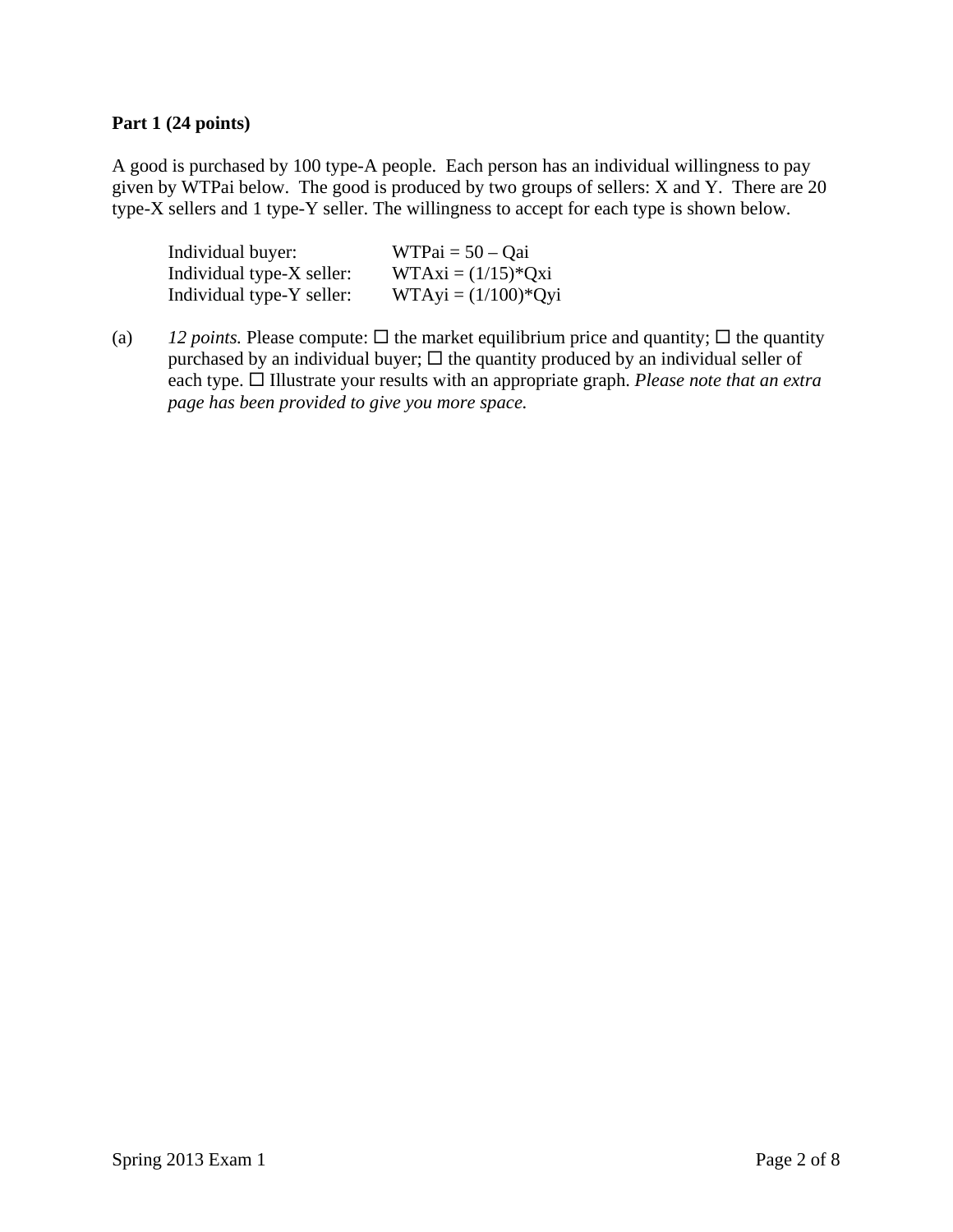**Part 1 (24 points)**

A good is purchased by 100 type-A people. Each person has an individual willingness to pay given by WTPai below. The good is produced by two groups of sellers: X and Y. There are 20 type-X sellers and 1 type-Y seller. The willingness to accept for each type is shown below.

| | |
|---|---|
| Individual buyer: | $WTPai = 50 - Qai$ |
| Individual type-X seller: | $WTAxi = (1/15)*Qxi$ |
| Individual type-Y seller: | $WTAyi = (1/100)*Qyi$ |

(a) *12 points.* Please compute: ☐ the market equilibrium price and quantity; ☐ the quantity purchased by an individual buyer; ☐ the quantity produced by an individual seller of each type. ☐ Illustrate your results with an appropriate graph. *Please note that an extra page has been provided to give you more space.*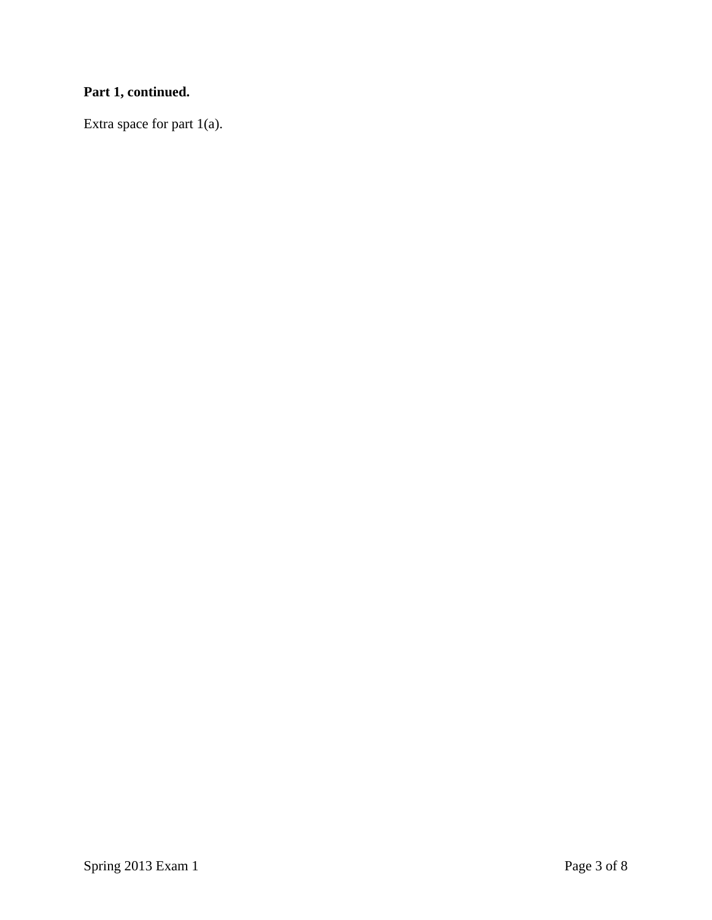**Part 1, continued.**

Extra space for part 1(a).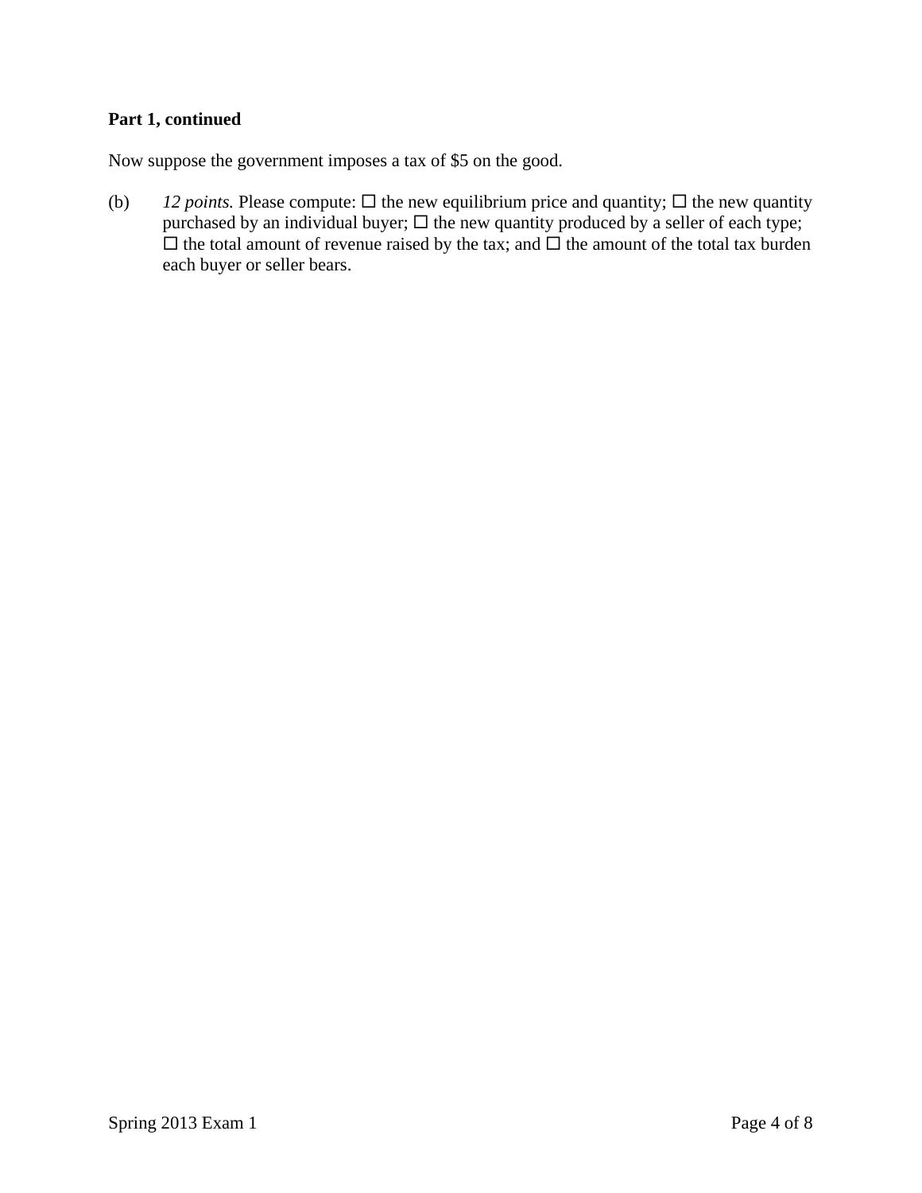**Part 1, continued**

Now suppose the government imposes a tax of $5 on the good.

(b) *12 points.* Please compute: ☐ the new equilibrium price and quantity; ☐ the new quantity purchased by an individual buyer; ☐ the new quantity produced by a seller of each type; ☐ the total amount of revenue raised by the tax; and ☐ the amount of the total tax burden each buyer or seller bears.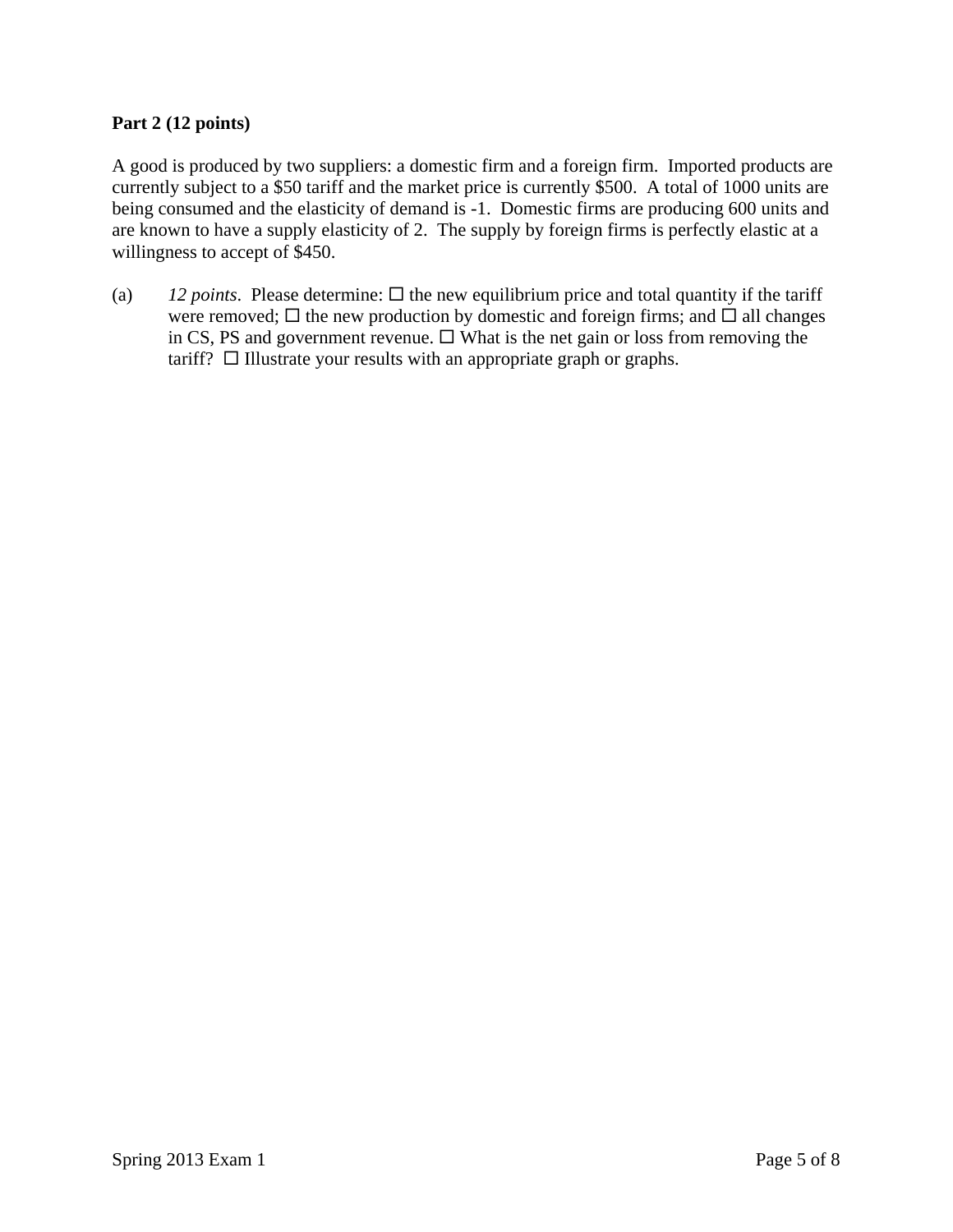**Part 2 (12 points)**

A good is produced by two suppliers: a domestic firm and a foreign firm. Imported products are currently subject to a $50 tariff and the market price is currently $500. A total of 1000 units are being consumed and the elasticity of demand is -1. Domestic firms are producing 600 units and are known to have a supply elasticity of 2. The supply by foreign firms is perfectly elastic at a willingness to accept of $450.

(a) *12 points*. Please determine: ☐ the new equilibrium price and total quantity if the tariff were removed; ☐ the new production by domestic and foreign firms; and ☐ all changes in CS, PS and government revenue. ☐ What is the net gain or loss from removing the tariff? ☐ Illustrate your results with an appropriate graph or graphs.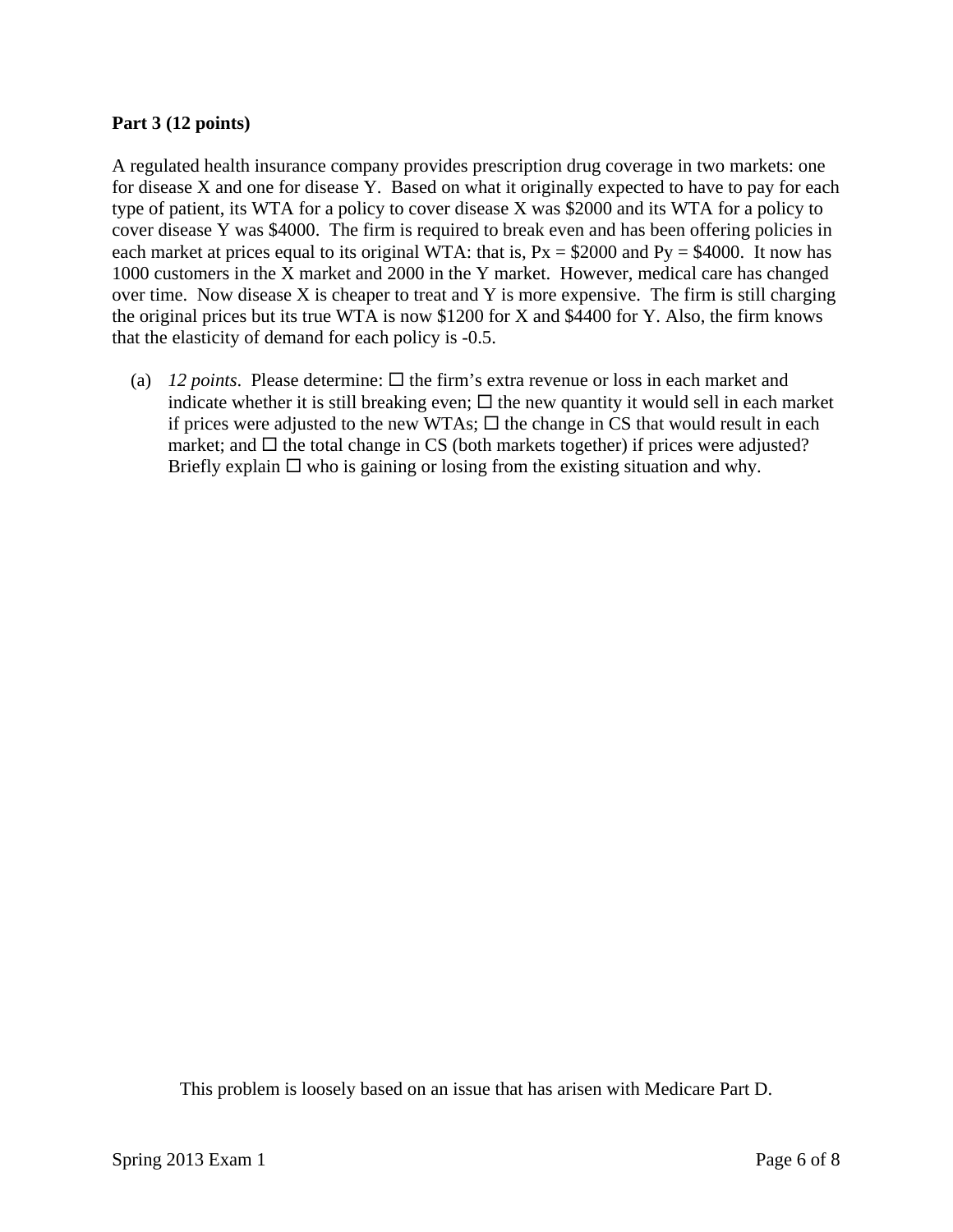**Part 3 (12 points)**

A regulated health insurance company provides prescription drug coverage in two markets: one for disease X and one for disease Y. Based on what it originally expected to have to pay for each type of patient, its WTA for a policy to cover disease X was \$2000 and its WTA for a policy to cover disease Y was \$4000. The firm is required to break even and has been offering policies in each market at prices equal to its original WTA: that is, $Px = \$2000$ and $Py = \$4000$. It now has 1000 customers in the X market and 2000 in the Y market. However, medical care has changed over time. Now disease X is cheaper to treat and Y is more expensive. The firm is still charging the original prices but its true WTA is now \$1200 for X and \$4400 for Y. Also, the firm knows that the elasticity of demand for each policy is -0.5.

(a) *12 points*. Please determine: ☐ the firm's extra revenue or loss in each market and indicate whether it is still breaking even; ☐ the new quantity it would sell in each market if prices were adjusted to the new WTAs; ☐ the change in CS that would result in each market; and ☐ the total change in CS (both markets together) if prices were adjusted? Briefly explain ☐ who is gaining or losing from the existing situation and why.

This problem is loosely based on an issue that has arisen with Medicare Part D.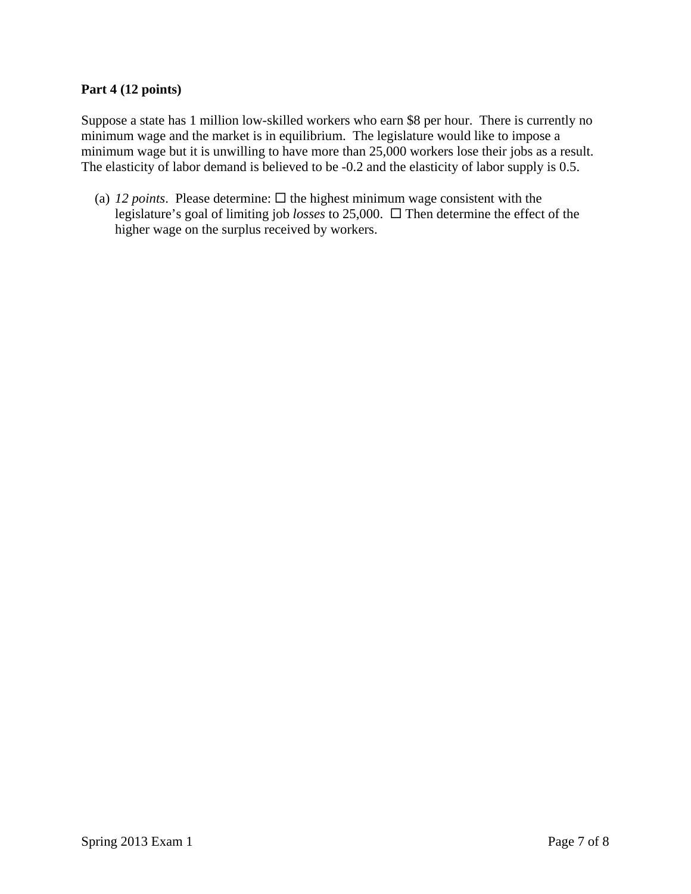**Part 4 (12 points)**

Suppose a state has 1 million low-skilled workers who earn $8 per hour. There is currently no minimum wage and the market is in equilibrium. The legislature would like to impose a minimum wage but it is unwilling to have more than 25,000 workers lose their jobs as a result. The elasticity of labor demand is believed to be -0.2 and the elasticity of labor supply is 0.5.

(a) *12 points*. Please determine: ☐ the highest minimum wage consistent with the legislature's goal of limiting job *losses* to 25,000. ☐ Then determine the effect of the higher wage on the surplus received by workers.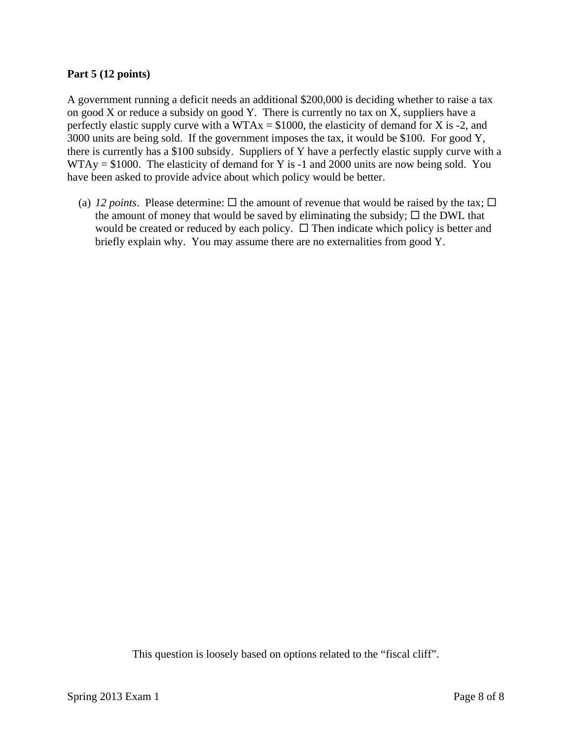**Part 5 (12 points)**

A government running a deficit needs an additional $200,000 is deciding whether to raise a tax on good X or reduce a subsidy on good Y. There is currently no tax on X, suppliers have a perfectly elastic supply curve with a WTAx = $1000, the elasticity of demand for X is -2, and 3000 units are being sold. If the government imposes the tax, it would be $100. For good Y, there is currently has a $100 subsidy. Suppliers of Y have a perfectly elastic supply curve with a WTAy = $1000. The elasticity of demand for Y is -1 and 2000 units are now being sold. You have been asked to provide advice about which policy would be better.

(a) *12 points*. Please determine: ☐ the amount of revenue that would be raised by the tax; ☐ the amount of money that would be saved by eliminating the subsidy; ☐ the DWL that would be created or reduced by each policy. ☐ Then indicate which policy is better and briefly explain why. You may assume there are no externalities from good Y.

This question is loosely based on options related to the "fiscal cliff".